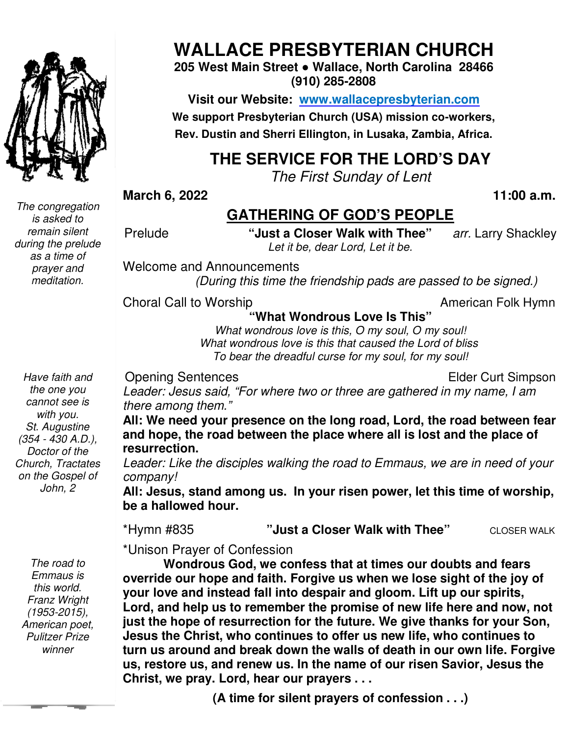# WALLACE PRESBYTERIAN CHURCH

**205 West Main Street ● Wallace, North Carolina 28466**
**(910) 285-2808**

**Visit our Website: [www.wallacepresbyterian.com](http://www.wallacepresbyterian.com)**

**We support Presbyterian Church (USA) mission co-workers, Rev. Dustin and Sherri Ellington, in Lusaka, Zambia, Africa.**

## THE SERVICE FOR THE LORD'S DAY

*The First Sunday of Lent*

**March 6, 2022** **11:00 a.m.**

## GATHERING OF GOD'S PEOPLE

*The congregation is asked to remain silent during the prelude as a time of prayer and meditation.*

Prelude **"Just a Closer Walk with Thee"** *arr.* Larry Shackley
*Let it be, dear Lord, Let it be.*

Welcome and Announcements
*(During this time the friendship pads are passed to be signed.)*

Choral Call to Worship American Folk Hymn
**"What Wondrous Love Is This"**
*What wondrous love is this, O my soul, O my soul!*
*What wondrous love is this that caused the Lord of bliss*
*To bear the dreadful curse for my soul, for my soul!*

*Have faith and the one you cannot see is with you. St. Augustine (354 - 430 A.D.), Doctor of the Church, Tractates on the Gospel of John, 2*

Opening Sentences Elder Curt Simpson

*Leader: Jesus said, "For where two or three are gathered in my name, I am there among them."*

**All: We need your presence on the long road, Lord, the road between fear and hope, the road between the place where all is lost and the place of resurrection.**

*Leader: Like the disciples walking the road to Emmaus, we are in need of your company!*

**All: Jesus, stand among us. In your risen power, let this time of worship, be a hallowed hour.**

*Hymn #835 **"Just a Closer Walk with Thee"** CLOSER WALK

*The road to Emmaus is this world. Franz Wright (1953-2015), American poet, Pulitzer Prize winner*

*Unison Prayer of Confession

**Wondrous God, we confess that at times our doubts and fears override our hope and faith. Forgive us when we lose sight of the joy of your love and instead fall into despair and gloom. Lift up our spirits, Lord, and help us to remember the promise of new life here and now, not just the hope of resurrection for the future. We give thanks for your Son, Jesus the Christ, who continues to offer us new life, who continues to turn us around and break down the walls of death in our own life. Forgive us, restore us, and renew us. In the name of our risen Savior, Jesus the Christ, we pray. Lord, hear our prayers . . .**

**(A time for silent prayers of confession . . .)**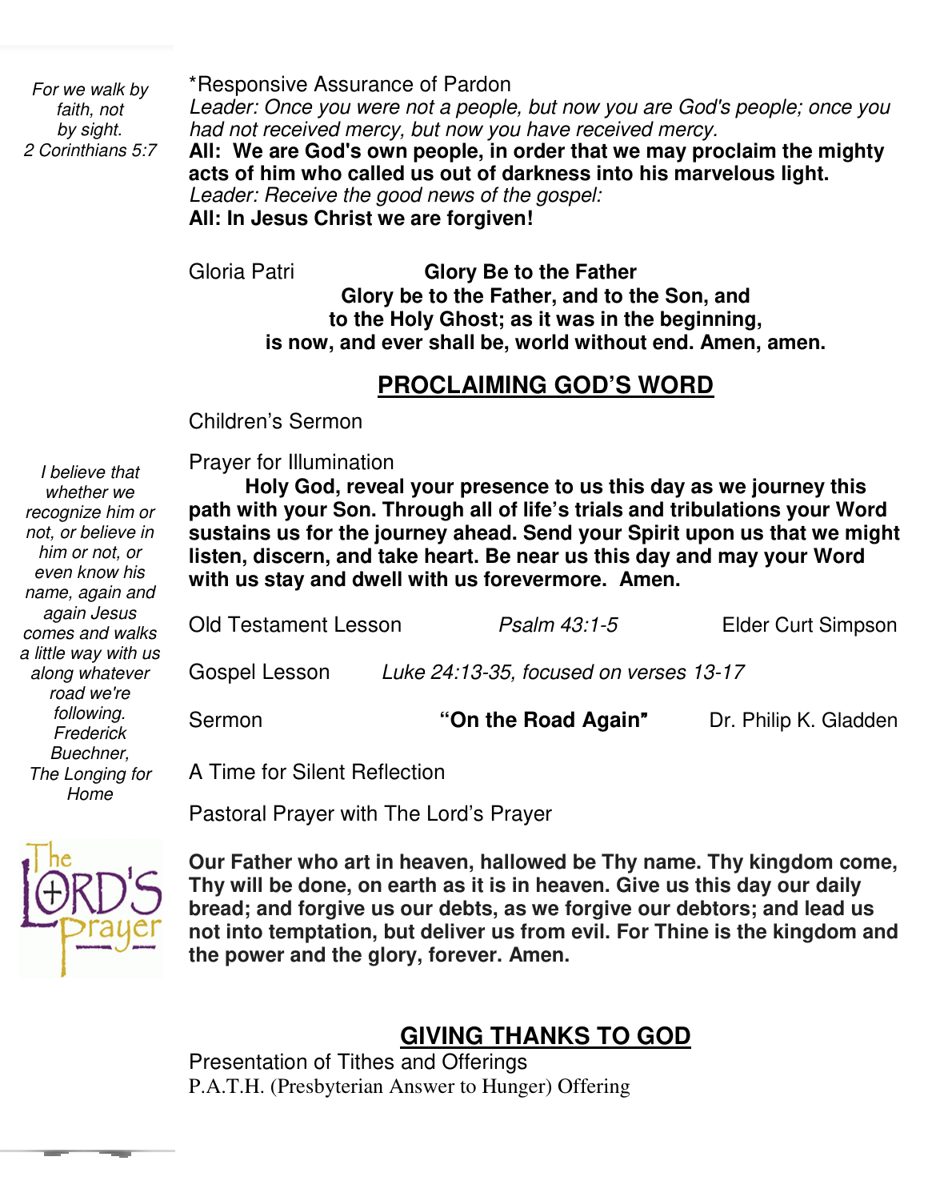*For we walk by faith, not by sight.*
*2 Corinthians 5:7*

*Responsive Assurance of Pardon

*Leader: Once you were not a people, but now you are God's people; once you had not received mercy, but now you have received mercy.*

**All: We are God's own people, in order that we may proclaim the mighty acts of him who called us out of darkness into his marvelous light.**

*Leader: Receive the good news of the gospel:*

**All: In Jesus Christ we are forgiven!**

Gloria Patri **Glory Be to the Father**

**Glory be to the Father, and to the Son, and**
**to the Holy Ghost; as it was in the beginning,**
**is now, and ever shall be, world without end. Amen, amen.**

## PROCLAIMING GOD'S WORD

Children's Sermon

*I believe that whether we recognize him or not, or believe in him or not, or even know his name, again and again Jesus comes and walks a little way with us along whatever road we're following.*
*Frederick Buechner, The Longing for Home*

Prayer for Illumination

**Holy God, reveal your presence to us this day as we journey this path with your Son. Through all of life's trials and tribulations your Word sustains us for the journey ahead. Send your Spirit upon us that we might listen, discern, and take heart. Be near us this day and may your Word with us stay and dwell with us forevermore. Amen.**

Old Testament Lesson *Psalm 43:1-5* Elder Curt Simpson

Gospel Lesson *Luke 24:13-35, focused on verses 13-17*

Sermon **"On the Road Again"** Dr. Philip K. Gladden

A Time for Silent Reflection

Pastoral Prayer with The Lord's Prayer

**Our Father who art in heaven, hallowed be Thy name. Thy kingdom come, Thy will be done, on earth as it is in heaven. Give us this day our daily bread; and forgive us our debts, as we forgive our debtors; and lead us not into temptation, but deliver us from evil. For Thine is the kingdom and the power and the glory, forever. Amen.**

## GIVING THANKS TO GOD

Presentation of Tithes and Offerings

P.A.T.H. (Presbyterian Answer to Hunger) Offering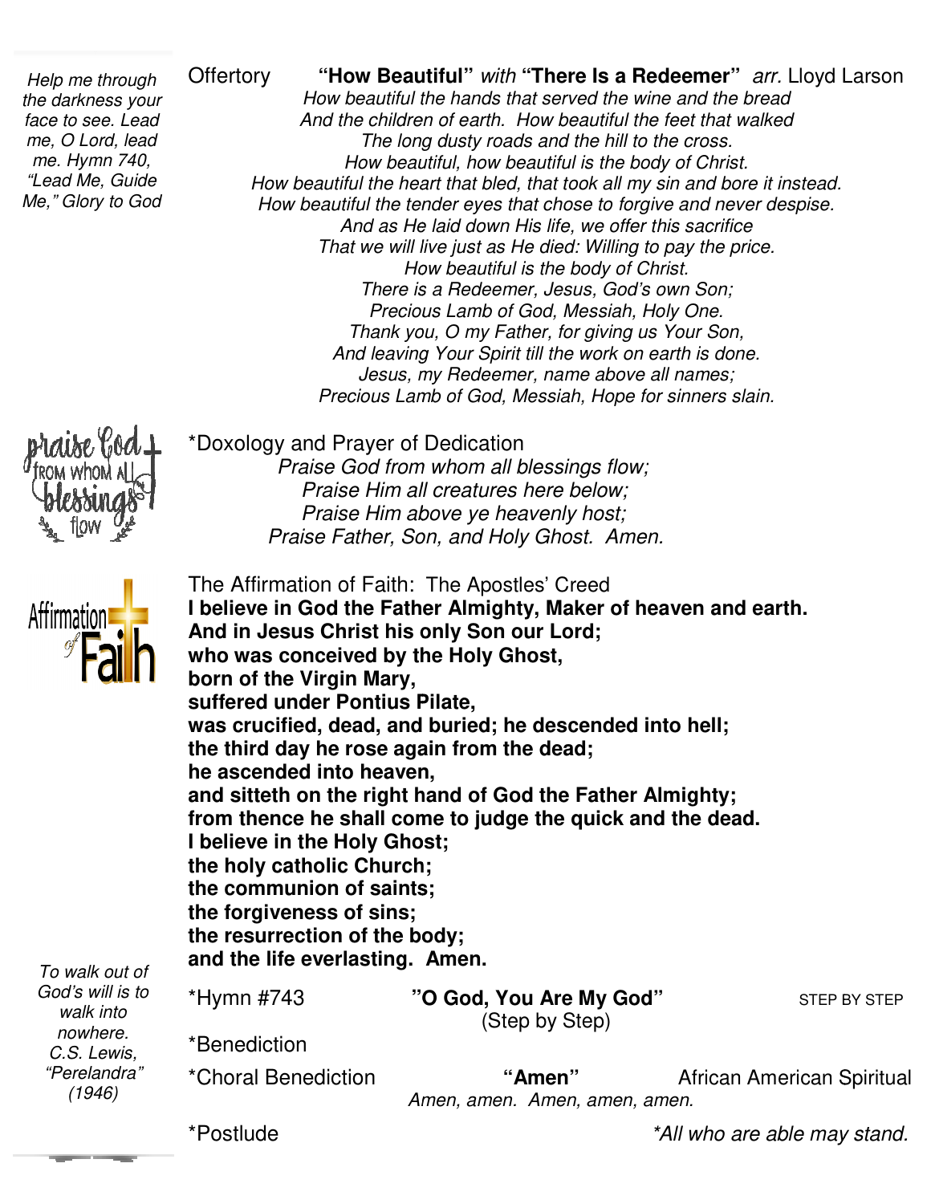*Help me through the darkness your face to see. Lead me, O Lord, lead me. Hymn 740, "Lead Me, Guide Me," Glory to God*

Offertory **"How Beautiful"** *with* **"There Is a Redeemer"** *arr.* Lloyd Larson

*How beautiful the hands that served the wine and the bread*
*And the children of earth. How beautiful the feet that walked*
*The long dusty roads and the hill to the cross.*
*How beautiful, how beautiful is the body of Christ.*
*How beautiful the heart that bled, that took all my sin and bore it instead.*
*How beautiful the tender eyes that chose to forgive and never despise.*
*And as He laid down His life, we offer this sacrifice*
*That we will live just as He died: Willing to pay the price.*
*How beautiful is the body of Christ.*
*There is a Redeemer, Jesus, God's own Son;*
*Precious Lamb of God, Messiah, Holy One.*
*Thank you, O my Father, for giving us Your Son,*
*And leaving Your Spirit till the work on earth is done.*
*Jesus, my Redeemer, name above all names;*
*Precious Lamb of God, Messiah, Hope for sinners slain.*

*Doxology and Prayer of Dedication

*Praise God from whom all blessings flow;*
*Praise Him all creatures here below;*
*Praise Him above ye heavenly host;*
*Praise Father, Son, and Holy Ghost. Amen.*

The Affirmation of Faith: The Apostles' Creed

**I believe in God the Father Almighty, Maker of heaven and earth.**
**And in Jesus Christ his only Son our Lord;**
**who was conceived by the Holy Ghost,**
**born of the Virgin Mary,**
**suffered under Pontius Pilate,**
**was crucified, dead, and buried; he descended into hell;**
**the third day he rose again from the dead;**
**he ascended into heaven,**
**and sitteth on the right hand of God the Father Almighty;**
**from thence he shall come to judge the quick and the dead.**
**I believe in the Holy Ghost;**
**the holy catholic Church;**
**the communion of saints;**
**the forgiveness of sins;**
**the resurrection of the body;**
**and the life everlasting. Amen.**

*To walk out of God's will is to walk into nowhere. C.S. Lewis, "Perelandra" (1946)*

*Hymn #743 **"O God, You Are My God"** (Step by Step) STEP BY STEP

*Benediction

*Choral Benediction **"Amen"** African American Spiritual

*Amen, amen. Amen, amen, amen.*

*Postlude

*\*All who are able may stand.*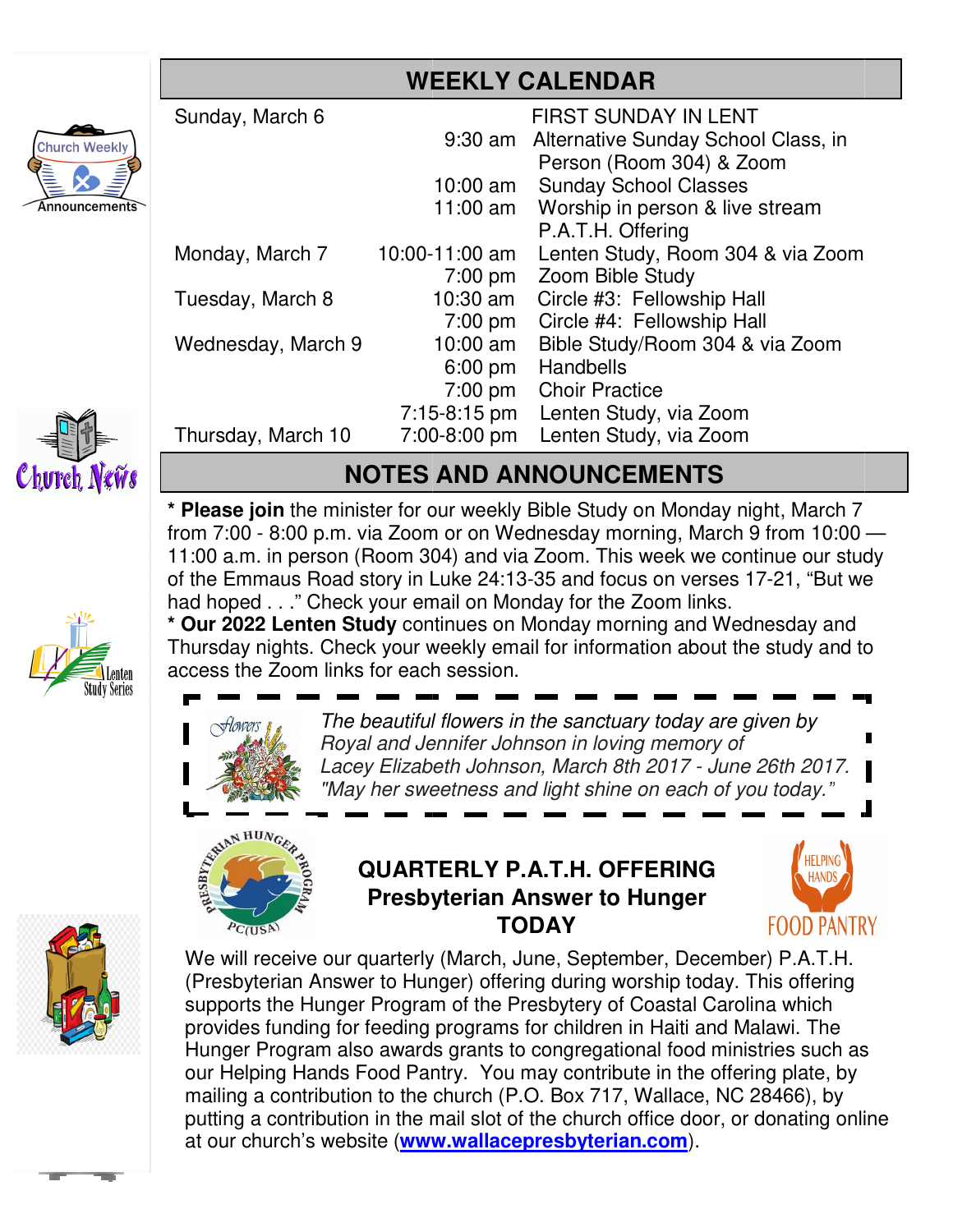## WEEKLY CALENDAR

| | | |
|---|---|---|
| Sunday, March 6 | | FIRST SUNDAY IN LENT |
| | 9:30 am | Alternative Sunday School Class, in Person (Room 304) & Zoom |
| | 10:00 am | Sunday School Classes |
| | 11:00 am | Worship in person & live stream P.A.T.H. Offering |
| Monday, March 7 | 10:00-11:00 am | Lenten Study, Room 304 & via Zoom |
| | 7:00 pm | Zoom Bible Study |
| Tuesday, March 8 | 10:30 am | Circle #3: Fellowship Hall |
| | 7:00 pm | Circle #4: Fellowship Hall |
| Wednesday, March 9 | 10:00 am | Bible Study/Room 304 & via Zoom |
| | 6:00 pm | Handbells |
| | 7:00 pm | Choir Practice |
| | 7:15-8:15 pm | Lenten Study, via Zoom |
| Thursday, March 10 | 7:00-8:00 pm | Lenten Study, via Zoom |

## NOTES AND ANNOUNCEMENTS

* **Please join** the minister for our weekly Bible Study on Monday night, March 7 from 7:00 - 8:00 p.m. via Zoom or on Wednesday morning, March 9 from 10:00 — 11:00 a.m. in person (Room 304) and via Zoom. This week we continue our study of the Emmaus Road story in Luke 24:13-35 and focus on verses 17-21, "But we had hoped . . ." Check your email on Monday for the Zoom links.

* **Our 2022 Lenten Study** continues on Monday morning and Wednesday and Thursday nights. Check your weekly email for information about the study and to access the Zoom links for each session.

*The beautiful flowers in the sanctuary today are given by Royal and Jennifer Johnson in loving memory of Lacey Elizabeth Johnson, March 8th 2017 - June 26th 2017. "May her sweetness and light shine on each of you today."*

### QUARTERLY P.A.T.H. OFFERING
### Presbyterian Answer to Hunger
### TODAY

We will receive our quarterly (March, June, September, December) P.A.T.H. (Presbyterian Answer to Hunger) offering during worship today. This offering supports the Hunger Program of the Presbytery of Coastal Carolina which provides funding for feeding programs for children in Haiti and Malawi. The Hunger Program also awards grants to congregational food ministries such as our Helping Hands Food Pantry. You may contribute in the offering plate, by mailing a contribution to the church (P.O. Box 717, Wallace, NC 28466), by putting a contribution in the mail slot of the church office door, or donating online at our church's website (**www.wallacepresbyterian.com**).